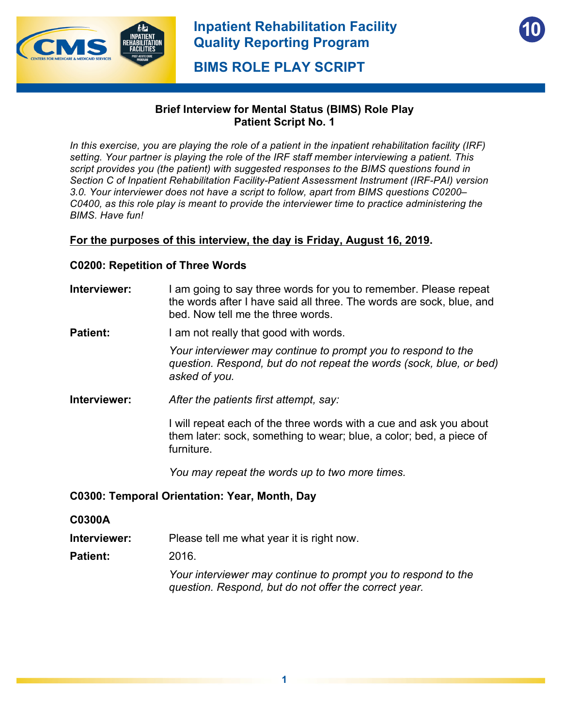# Inpatient Rehabilitation Facility Quality Reporting Program

## BIMS ROLE PLAY SCRIPT

### Brief Interview for Mental Status (BIMS) Role Play
### Patient Script No. 1

*In this exercise, you are playing the role of a patient in the inpatient rehabilitation facility (IRF) setting. Your partner is playing the role of the IRF staff member interviewing a patient. This script provides you (the patient) with suggested responses to the BIMS questions found in Section C of Inpatient Rehabilitation Facility-Patient Assessment Instrument (IRF-PAI) version 3.0. Your interviewer does not have a script to follow, apart from BIMS questions C0200–C0400, as this role play is meant to provide the interviewer time to practice administering the BIMS. Have fun!*

**For the purposes of this interview, the day is Friday, August 16, 2019.**

**C0200: Repetition of Three Words**

**Interviewer:** I am going to say three words for you to remember. Please repeat the words after I have said all three. The words are sock, blue, and bed. Now tell me the three words.

**Patient:** I am not really that good with words.

*Your interviewer may continue to prompt you to respond to the question. Respond, but do not repeat the words (sock, blue, or bed) asked of you.*

**Interviewer:** *After the patients first attempt, say:*

I will repeat each of the three words with a cue and ask you about them later: sock, something to wear; blue, a color; bed, a piece of furniture.

*You may repeat the words up to two more times.*

**C0300: Temporal Orientation: Year, Month, Day**

**C0300A**

**Interviewer:** Please tell me what year it is right now.

**Patient:** 2016.

*Your interviewer may continue to prompt you to respond to the question. Respond, but do not offer the correct year.*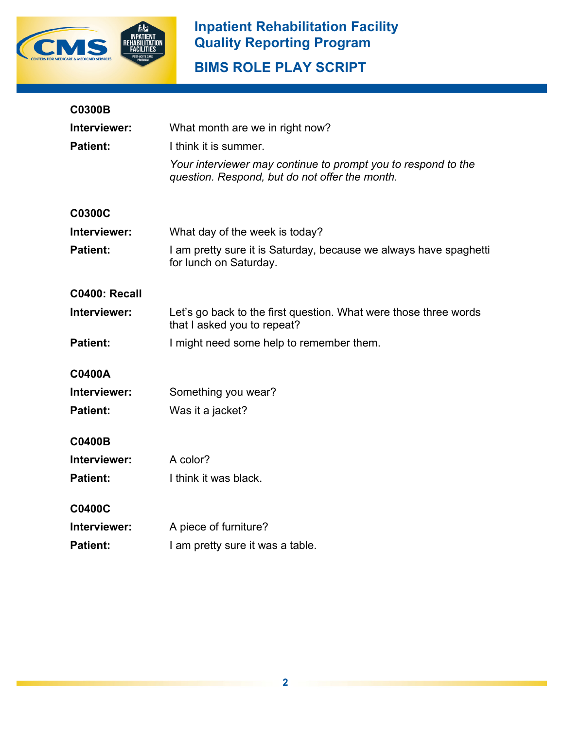**C0300B**

**Interviewer:** What month are we in right now?

**Patient:** I think it is summer.

*Your interviewer may continue to prompt you to respond to the question. Respond, but do not offer the month.*

**C0300C**

**Interviewer:** What day of the week is today?

**Patient:** I am pretty sure it is Saturday, because we always have spaghetti for lunch on Saturday.

**C0400: Recall**

**Interviewer:** Let's go back to the first question. What were those three words that I asked you to repeat?

**Patient:** I might need some help to remember them.

**C0400A**

**Interviewer:** Something you wear?

**Patient:** Was it a jacket?

**C0400B**

**Interviewer:** A color?

**Patient:** I think it was black.

**C0400C**

**Interviewer:** A piece of furniture?

**Patient:** I am pretty sure it was a table.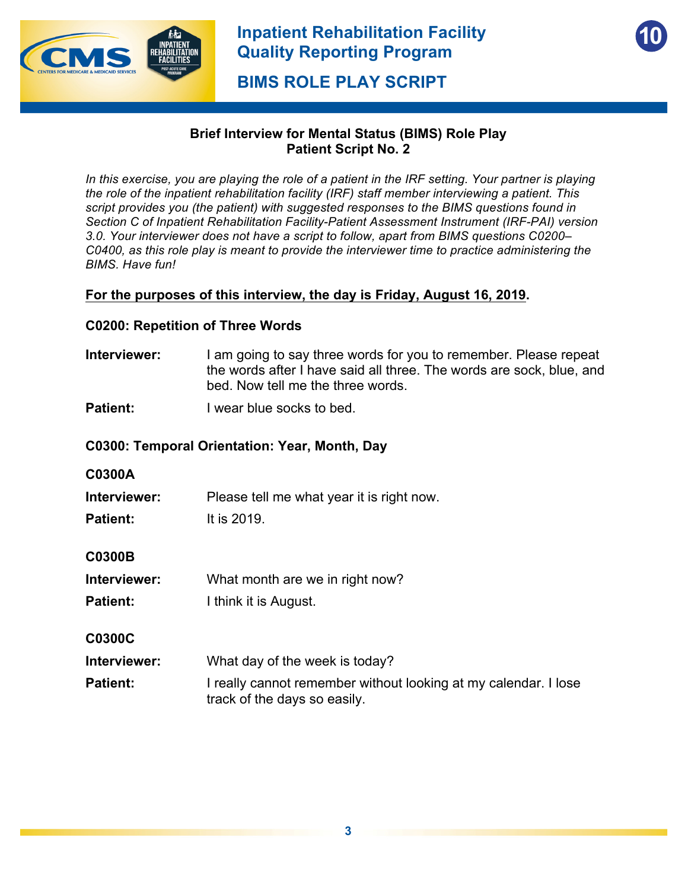## Brief Interview for Mental Status (BIMS) Role Play
## Patient Script No. 2

*In this exercise, you are playing the role of a patient in the IRF setting. Your partner is playing the role of the inpatient rehabilitation facility (IRF) staff member interviewing a patient. This script provides you (the patient) with suggested responses to the BIMS questions found in Section C of Inpatient Rehabilitation Facility-Patient Assessment Instrument (IRF-PAI) version 3.0. Your interviewer does not have a script to follow, apart from BIMS questions C0200–C0400, as this role play is meant to provide the interviewer time to practice administering the BIMS. Have fun!*

**For the purposes of this interview, the day is Friday, August 16, 2019.**

### C0200: Repetition of Three Words

**Interviewer:** I am going to say three words for you to remember. Please repeat the words after I have said all three. The words are sock, blue, and bed. Now tell me the three words.

**Patient:** I wear blue socks to bed.

### C0300: Temporal Orientation: Year, Month, Day

#### C0300A

**Interviewer:** Please tell me what year it is right now.

**Patient:** It is 2019.

#### C0300B

**Interviewer:** What month are we in right now?

**Patient:** I think it is August.

#### C0300C

**Interviewer:** What day of the week is today?

**Patient:** I really cannot remember without looking at my calendar. I lose track of the days so easily.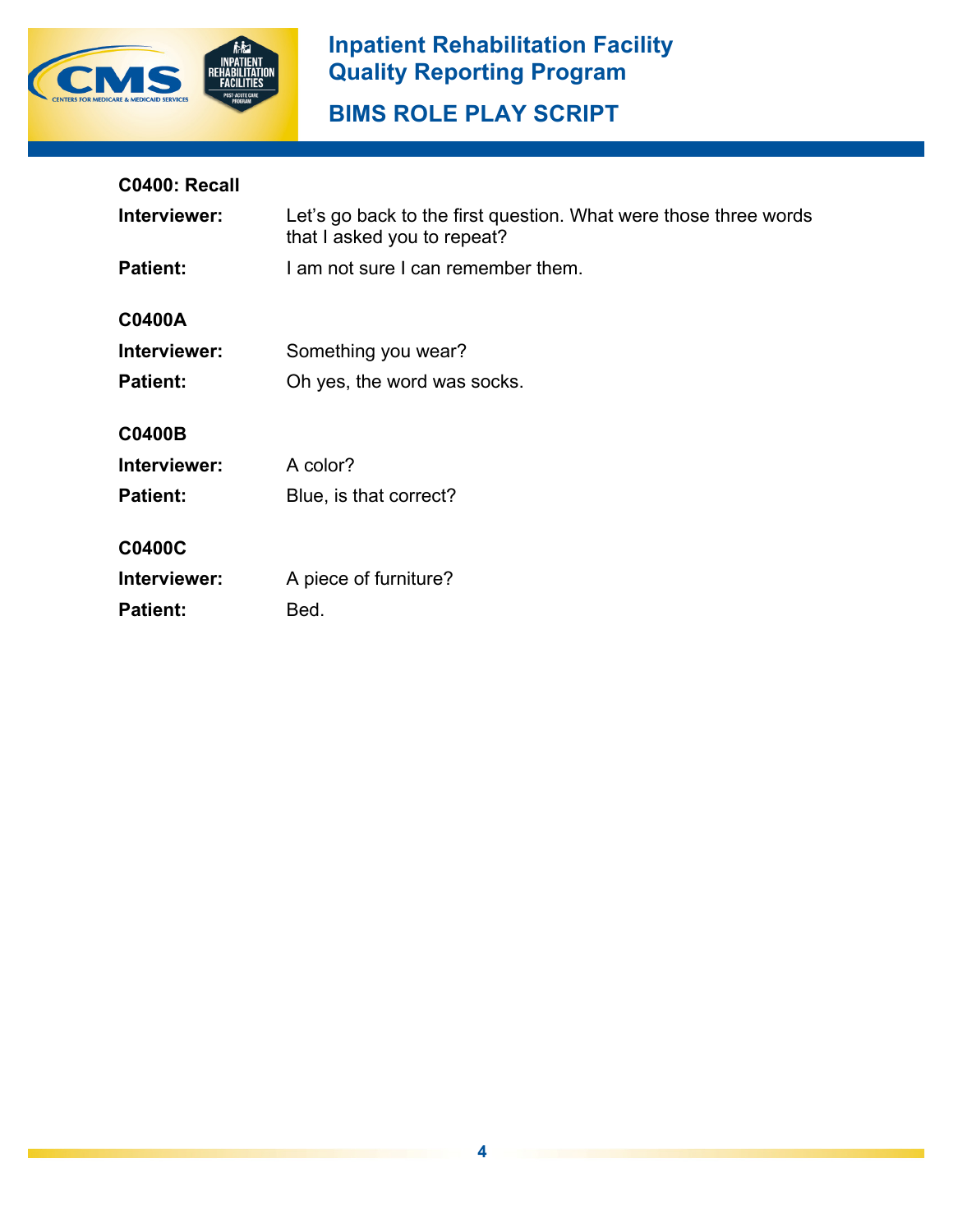**C0400: Recall**

**Interviewer:** Let's go back to the first question. What were those three words that I asked you to repeat?

**Patient:** I am not sure I can remember them.

**C0400A**

**Interviewer:** Something you wear?

**Patient:** Oh yes, the word was socks.

**C0400B**

**Interviewer:** A color?

**Patient:** Blue, is that correct?

**C0400C**

**Interviewer:** A piece of furniture?

**Patient:** Bed.